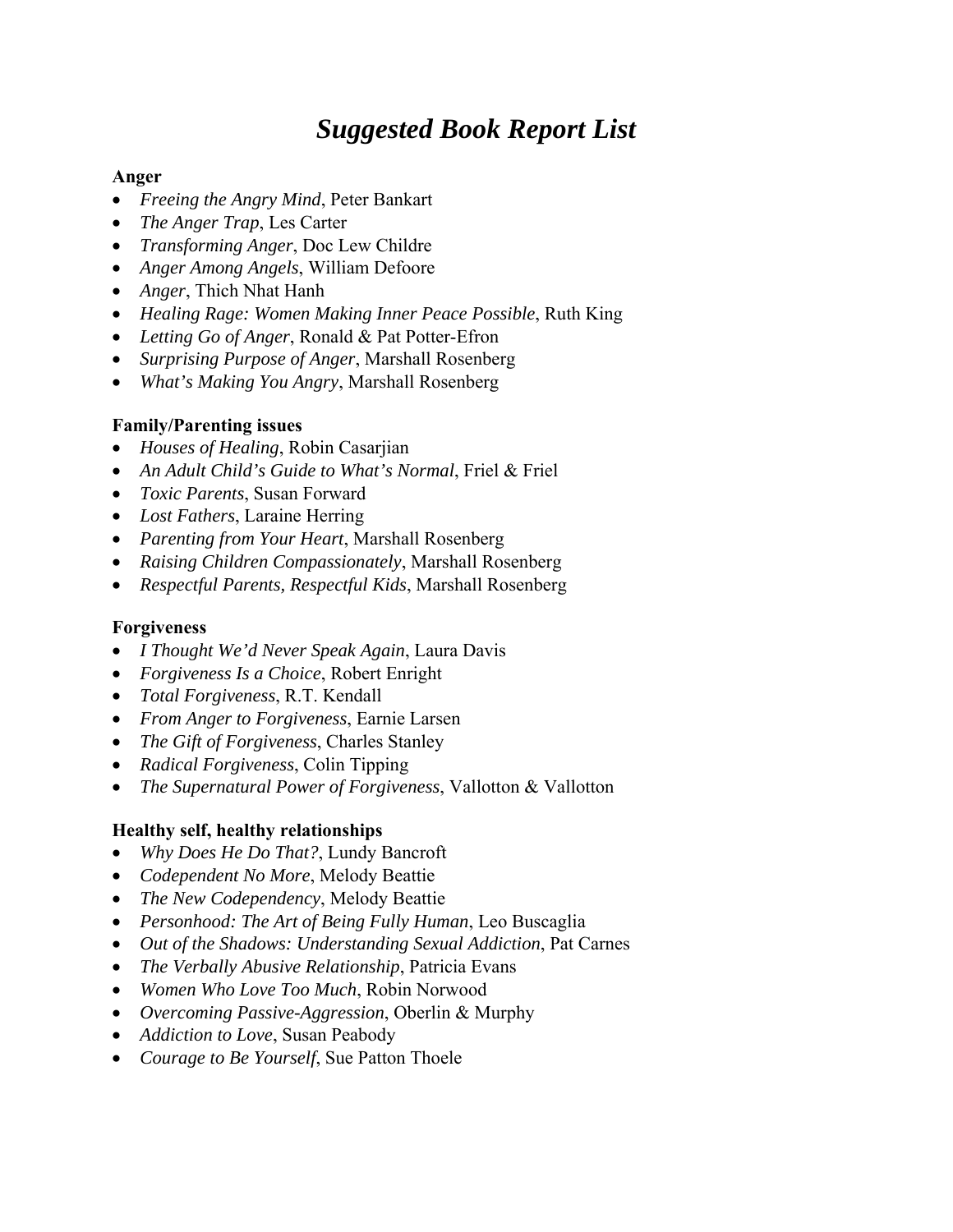# ***Suggested Book Report List***

**Anger**

- *Freeing the Angry Mind*, Peter Bankart
- *The Anger Trap*, Les Carter
- *Transforming Anger*, Doc Lew Childre
- *Anger Among Angels*, William Defoore
- *Anger*, Thich Nhat Hanh
- *Healing Rage: Women Making Inner Peace Possible*, Ruth King
- *Letting Go of Anger*, Ronald & Pat Potter-Efron
- *Surprising Purpose of Anger*, Marshall Rosenberg
- *What's Making You Angry*, Marshall Rosenberg

**Family/Parenting issues**

- *Houses of Healing*, Robin Casarjian
- *An Adult Child's Guide to What's Normal*, Friel & Friel
- *Toxic Parents*, Susan Forward
- *Lost Fathers*, Laraine Herring
- *Parenting from Your Heart*, Marshall Rosenberg
- *Raising Children Compassionately*, Marshall Rosenberg
- *Respectful Parents, Respectful Kids*, Marshall Rosenberg

**Forgiveness**

- *I Thought We'd Never Speak Again*, Laura Davis
- *Forgiveness Is a Choice*, Robert Enright
- *Total Forgiveness*, R.T. Kendall
- *From Anger to Forgiveness*, Earnie Larsen
- *The Gift of Forgiveness*, Charles Stanley
- *Radical Forgiveness*, Colin Tipping
- *The Supernatural Power of Forgiveness*, Vallotton & Vallotton

**Healthy self, healthy relationships**

- *Why Does He Do That?*, Lundy Bancroft
- *Codependent No More*, Melody Beattie
- *The New Codependency*, Melody Beattie
- *Personhood: The Art of Being Fully Human*, Leo Buscaglia
- *Out of the Shadows: Understanding Sexual Addiction*, Pat Carnes
- *The Verbally Abusive Relationship*, Patricia Evans
- *Women Who Love Too Much*, Robin Norwood
- *Overcoming Passive-Aggression*, Oberlin & Murphy
- *Addiction to Love*, Susan Peabody
- *Courage to Be Yourself*, Sue Patton Thoele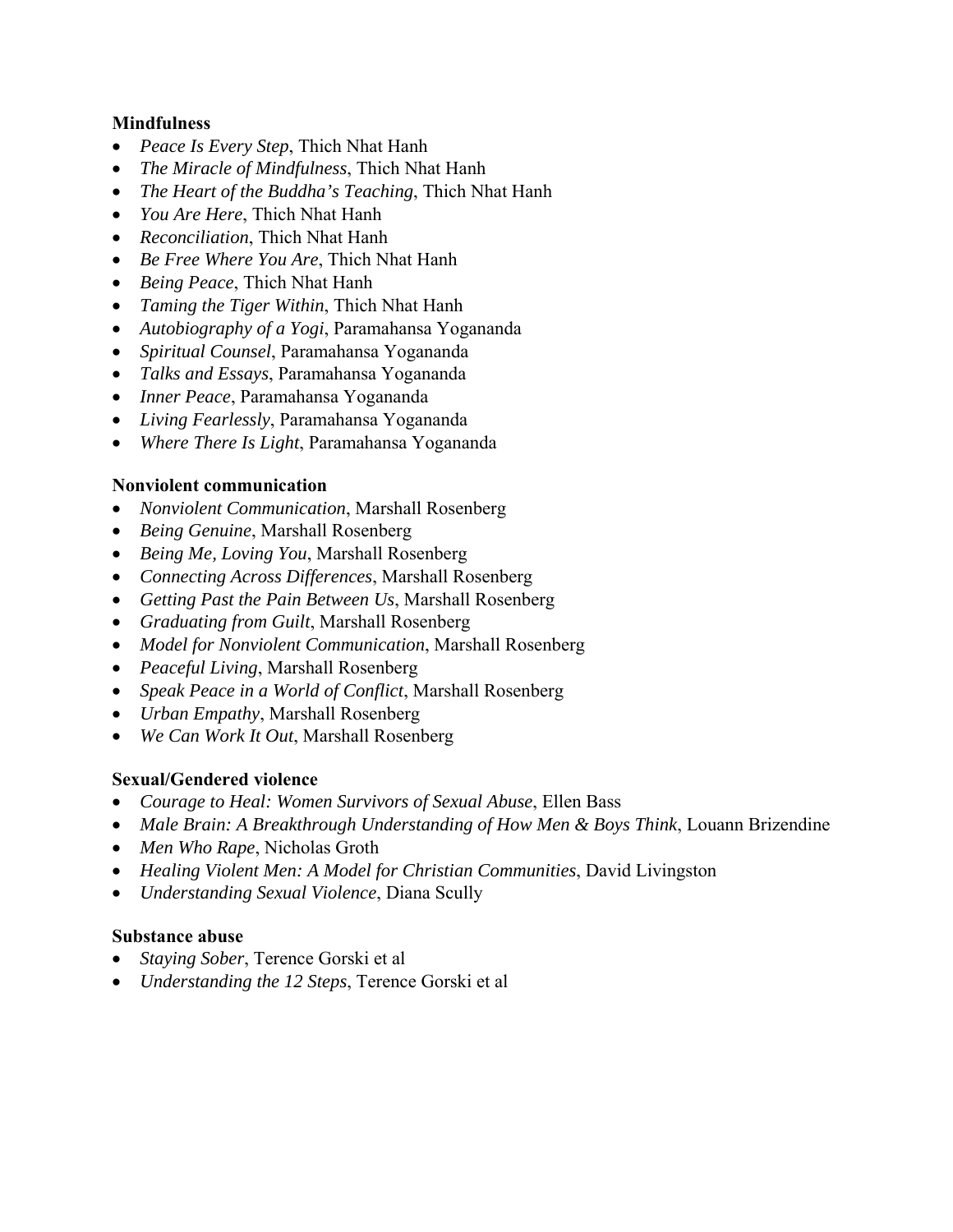**Mindfulness**

- *Peace Is Every Step*, Thich Nhat Hanh
- *The Miracle of Mindfulness*, Thich Nhat Hanh
- *The Heart of the Buddha's Teaching*, Thich Nhat Hanh
- *You Are Here*, Thich Nhat Hanh
- *Reconciliation*, Thich Nhat Hanh
- *Be Free Where You Are*, Thich Nhat Hanh
- *Being Peace*, Thich Nhat Hanh
- *Taming the Tiger Within*, Thich Nhat Hanh
- *Autobiography of a Yogi*, Paramahansa Yogananda
- *Spiritual Counsel*, Paramahansa Yogananda
- *Talks and Essays*, Paramahansa Yogananda
- *Inner Peace*, Paramahansa Yogananda
- *Living Fearlessly*, Paramahansa Yogananda
- *Where There Is Light*, Paramahansa Yogananda

**Nonviolent communication**

- *Nonviolent Communication*, Marshall Rosenberg
- *Being Genuine*, Marshall Rosenberg
- *Being Me, Loving You*, Marshall Rosenberg
- *Connecting Across Differences*, Marshall Rosenberg
- *Getting Past the Pain Between Us*, Marshall Rosenberg
- *Graduating from Guilt*, Marshall Rosenberg
- *Model for Nonviolent Communication*, Marshall Rosenberg
- *Peaceful Living*, Marshall Rosenberg
- *Speak Peace in a World of Conflict*, Marshall Rosenberg
- *Urban Empathy*, Marshall Rosenberg
- *We Can Work It Out*, Marshall Rosenberg

**Sexual/Gendered violence**

- *Courage to Heal: Women Survivors of Sexual Abuse*, Ellen Bass
- *Male Brain: A Breakthrough Understanding of How Men & Boys Think*, Louann Brizendine
- *Men Who Rape*, Nicholas Groth
- *Healing Violent Men: A Model for Christian Communities*, David Livingston
- *Understanding Sexual Violence*, Diana Scully

**Substance abuse**

- *Staying Sober*, Terence Gorski et al
- *Understanding the 12 Steps*, Terence Gorski et al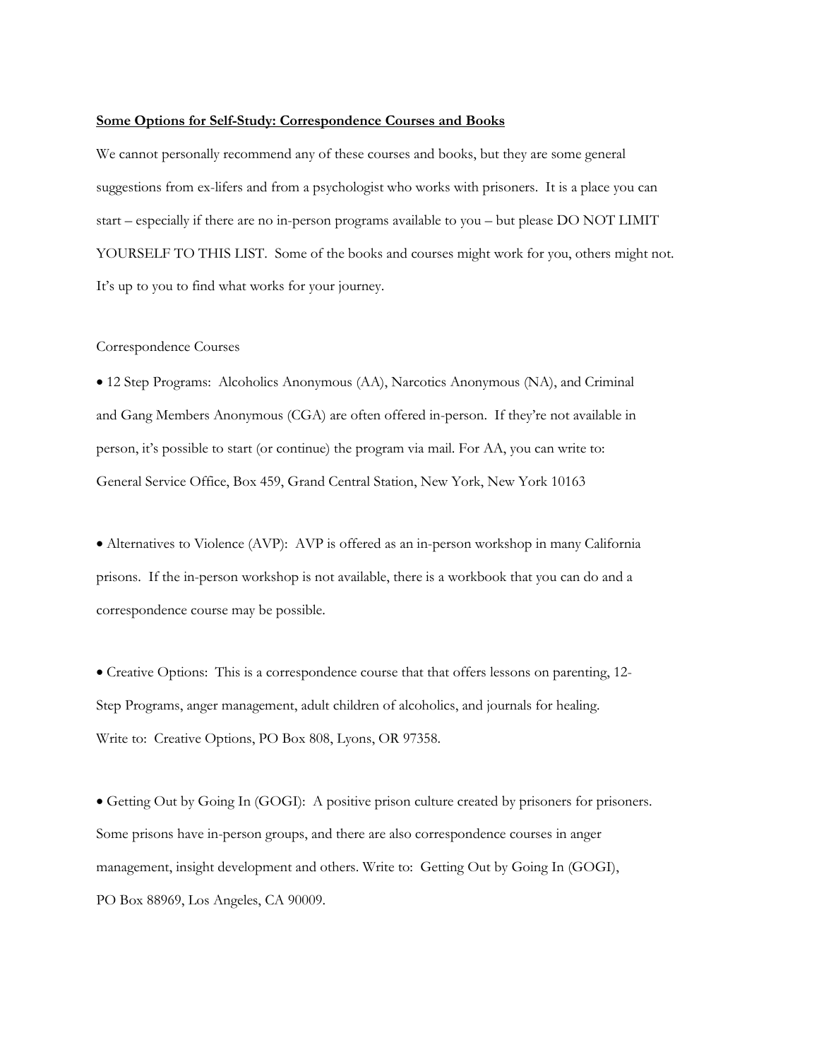**Some Options for Self-Study: Correspondence Courses and Books**

We cannot personally recommend any of these courses and books, but they are some general suggestions from ex-lifers and from a psychologist who works with prisoners. It is a place you can start – especially if there are no in-person programs available to you – but please DO NOT LIMIT YOURSELF TO THIS LIST. Some of the books and courses might work for you, others might not. It's up to you to find what works for your journey.

Correspondence Courses

- 12 Step Programs: Alcoholics Anonymous (AA), Narcotics Anonymous (NA), and Criminal and Gang Members Anonymous (CGA) are often offered in-person. If they're not available in person, it's possible to start (or continue) the program via mail. For AA, you can write to: General Service Office, Box 459, Grand Central Station, New York, New York 10163

- Alternatives to Violence (AVP): AVP is offered as an in-person workshop in many California prisons. If the in-person workshop is not available, there is a workbook that you can do and a correspondence course may be possible.

- Creative Options: This is a correspondence course that that offers lessons on parenting, 12-Step Programs, anger management, adult children of alcoholics, and journals for healing. Write to: Creative Options, PO Box 808, Lyons, OR 97358.

- Getting Out by Going In (GOGI): A positive prison culture created by prisoners for prisoners. Some prisons have in-person groups, and there are also correspondence courses in anger management, insight development and others. Write to: Getting Out by Going In (GOGI), PO Box 88969, Los Angeles, CA 90009.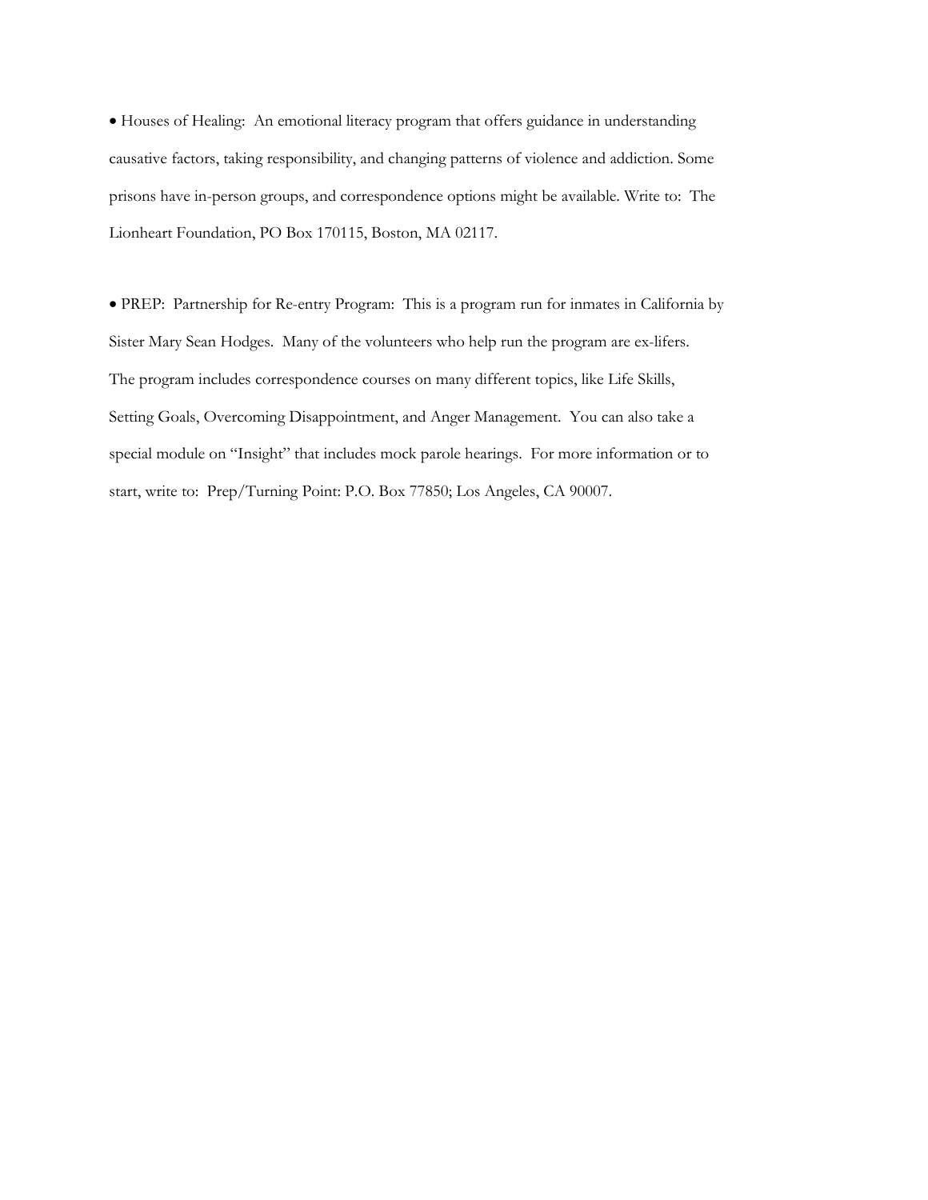- Houses of Healing: An emotional literacy program that offers guidance in understanding causative factors, taking responsibility, and changing patterns of violence and addiction. Some prisons have in-person groups, and correspondence options might be available. Write to: The Lionheart Foundation, PO Box 170115, Boston, MA 02117.

- PREP: Partnership for Re-entry Program: This is a program run for inmates in California by Sister Mary Sean Hodges. Many of the volunteers who help run the program are ex-lifers. The program includes correspondence courses on many different topics, like Life Skills, Setting Goals, Overcoming Disappointment, and Anger Management. You can also take a special module on "Insight" that includes mock parole hearings. For more information or to start, write to: Prep/Turning Point: P.O. Box 77850; Los Angeles, CA 90007.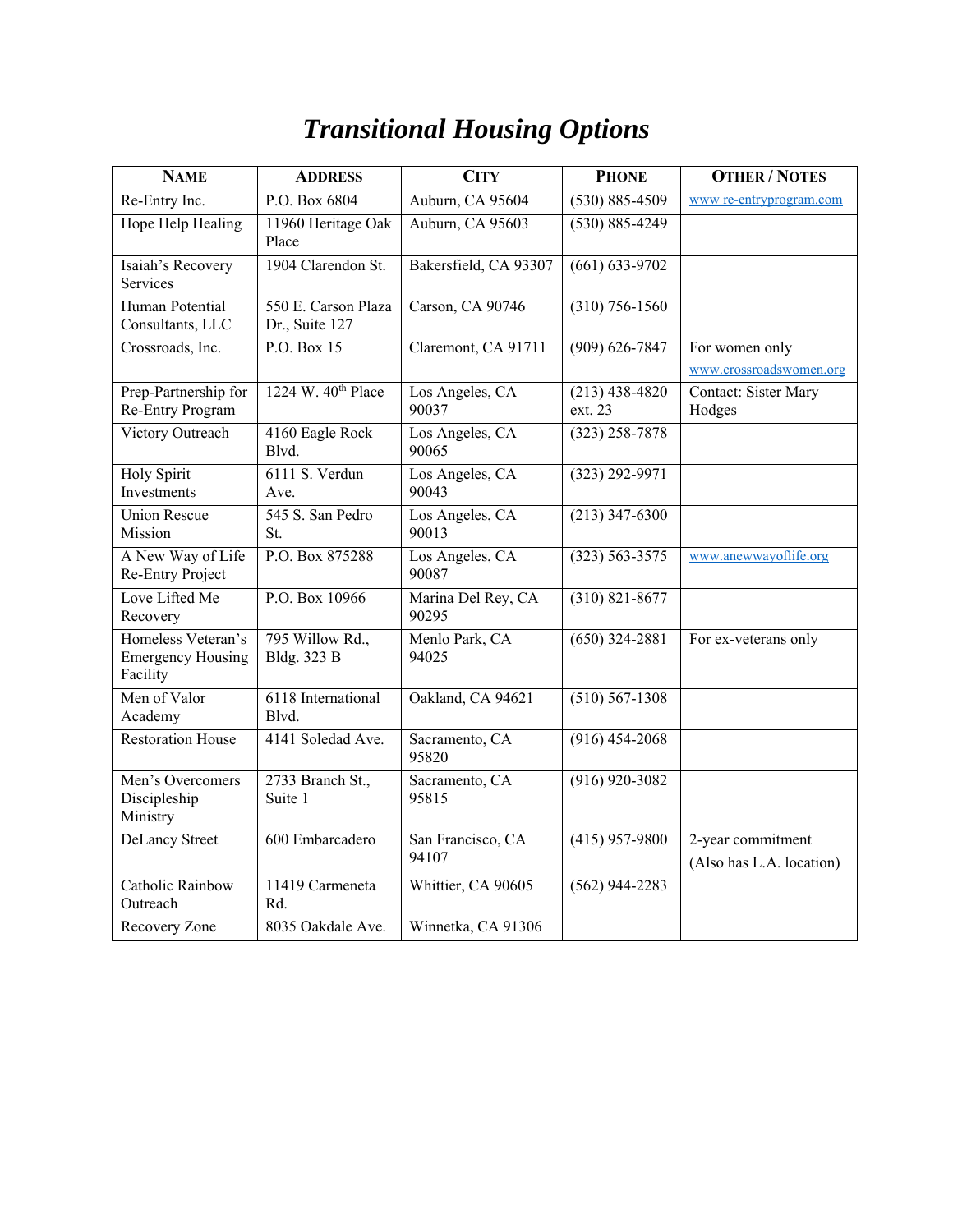# *Transitional Housing Options*

| NAME | ADDRESS | CITY | PHONE | OTHER / NOTES |
|---|---|---|---|---|
| Re-Entry Inc. | P.O. Box 6804 | Auburn, CA 95604 | (530) 885-4509 | www re-entryprogram.com |
| Hope Help Healing | 11960 Heritage Oak Place | Auburn, CA 95603 | (530) 885-4249 | |
| Isaiah's Recovery Services | 1904 Clarendon St. | Bakersfield, CA 93307 | (661) 633-9702 | |
| Human Potential Consultants, LLC | 550 E. Carson Plaza Dr., Suite 127 | Carson, CA 90746 | (310) 756-1560 | |
| Crossroads, Inc. | P.O. Box 15 | Claremont, CA 91711 | (909) 626-7847 | For women only www.crossroadswomen.org |
| Prep-Partnership for Re-Entry Program | 1224 W. 40th Place | Los Angeles, CA 90037 | (213) 438-4820 ext. 23 | Contact: Sister Mary Hodges |
| Victory Outreach | 4160 Eagle Rock Blvd. | Los Angeles, CA 90065 | (323) 258-7878 | |
| Holy Spirit Investments | 6111 S. Verdun Ave. | Los Angeles, CA 90043 | (323) 292-9971 | |
| Union Rescue Mission | 545 S. San Pedro St. | Los Angeles, CA 90013 | (213) 347-6300 | |
| A New Way of Life Re-Entry Project | P.O. Box 875288 | Los Angeles, CA 90087 | (323) 563-3575 | www.anewwayoflife.org |
| Love Lifted Me Recovery | P.O. Box 10966 | Marina Del Rey, CA 90295 | (310) 821-8677 | |
| Homeless Veteran's Emergency Housing Facility | 795 Willow Rd., Bldg. 323 B | Menlo Park, CA 94025 | (650) 324-2881 | For ex-veterans only |
| Men of Valor Academy | 6118 International Blvd. | Oakland, CA 94621 | (510) 567-1308 | |
| Restoration House | 4141 Soledad Ave. | Sacramento, CA 95820 | (916) 454-2068 | |
| Men's Overcomers Discipleship Ministry | 2733 Branch St., Suite 1 | Sacramento, CA 95815 | (916) 920-3082 | |
| DeLancy Street | 600 Embarcadero | San Francisco, CA 94107 | (415) 957-9800 | 2-year commitment (Also has L.A. location) |
| Catholic Rainbow Outreach | 11419 Carmeneta Rd. | Whittier, CA 90605 | (562) 944-2283 | |
| Recovery Zone | 8035 Oakdale Ave. | Winnetka, CA 91306 | | |